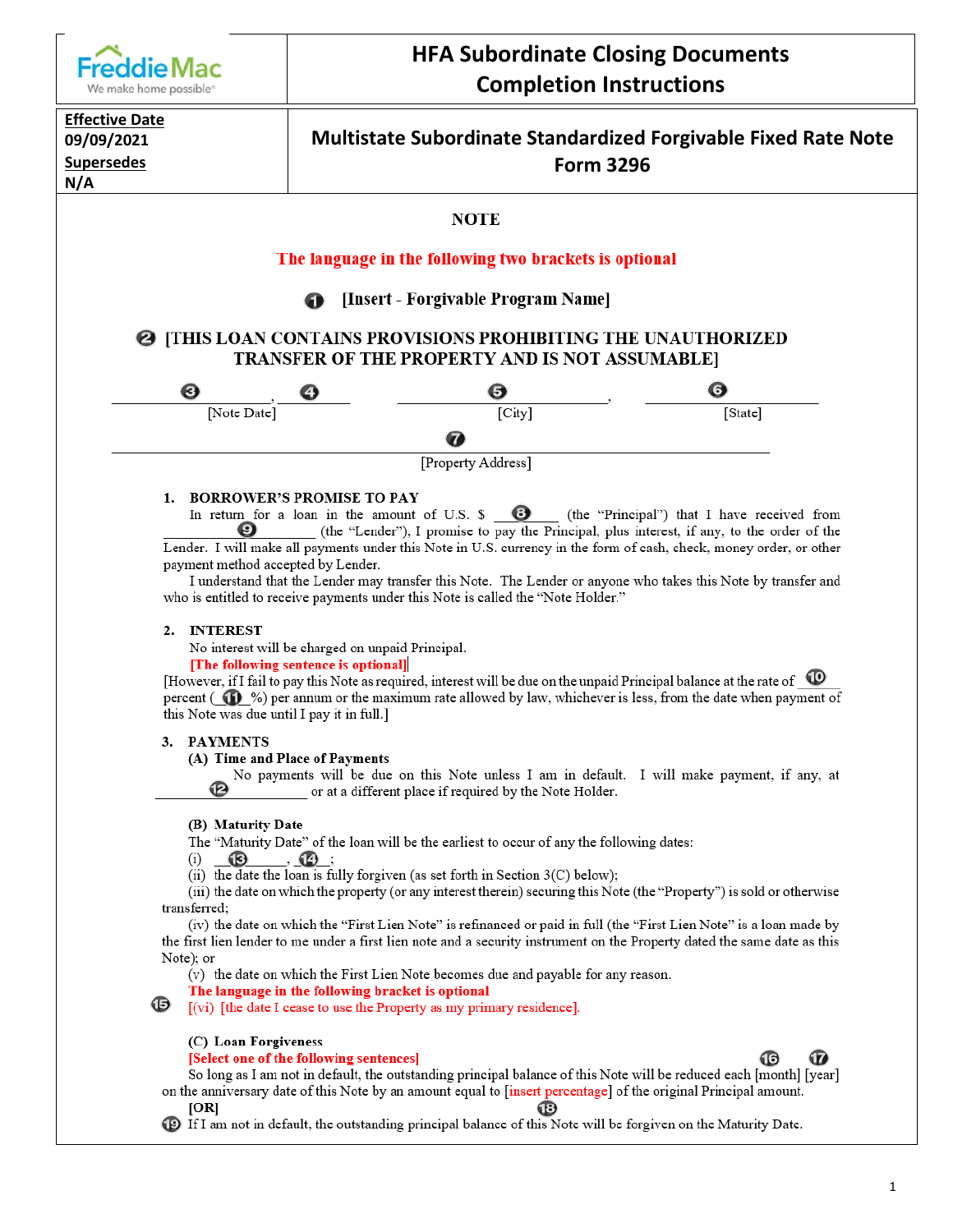Freddie Mac
We make home possible®

# HFA Subordinate Closing Documents Completion Instructions

| Effective Date 09/09/2021 Supersedes N/A | Multistate Subordinate Standardized Forgivable Fixed Rate Note Form 3296 |
|---|---|

## NOTE

The language in the following two brackets is optional

❶ [Insert - Forgivable Program Name]

❷ [THIS LOAN CONTAINS PROVISIONS PROHIBITING THE UNAUTHORIZED TRANSFER OF THE PROPERTY AND IS NOT ASSUMABLE]

❸ ____________, ❹ ________ ❺ ____________, ❻ ____________
[Note Date] [City] [State]

❼ ________________________________
[Property Address]

**1. BORROWER'S PROMISE TO PAY**

In return for a loan in the amount of U.S. $ ❽ ______ (the "Principal") that I have received from ❾ ____________ (the "Lender"), I promise to pay the Principal, plus interest, if any, to the order of the Lender. I will make all payments under this Note in U.S. currency in the form of cash, check, money order, or other payment method accepted by Lender.

I understand that the Lender may transfer this Note. The Lender or anyone who takes this Note by transfer and who is entitled to receive payments under this Note is called the "Note Holder."

**2. INTEREST**

No interest will be charged on unpaid Principal.

[The following sentence is optional]

[However, if I fail to pay this Note as required, interest will be due on the unpaid Principal balance at the rate of ❿ ____ percent (⓫ ___%) per annum or the maximum rate allowed by law, whichever is less, from the date when payment of this Note was due until I pay it in full.]

**3. PAYMENTS**

**(A) Time and Place of Payments**

No payments will be due on this Note unless I am in default. I will make payment, if any, at ⓬ ____________ or at a different place if required by the Note Holder.

**(B) Maturity Date**

The "Maturity Date" of the loan will be the earliest to occur of any the following dates:

(i) ⓭ ________, ⓮ ____;

(ii) the date the loan is fully forgiven (as set forth in Section 3(C) below);

(iii) the date on which the property (or any interest therein) securing this Note (the "Property") is sold or otherwise transferred;

(iv) the date on which the "First Lien Note" is refinanced or paid in full (the "First Lien Note" is a loan made by the first lien lender to me under a first lien note and a security instrument on the Property dated the same date as this Note); or

(v) the date on which the First Lien Note becomes due and payable for any reason.

The language in the following bracket is optional

⓯ [(vi) [the date I cease to use the Property as my primary residence].

**(C) Loan Forgiveness**

[Select one of the following sentences] ⓰ ⓱

So long as I am not in default, the outstanding principal balance of this Note will be reduced each [month] [year] on the anniversary date of this Note by an amount equal to [insert percentage] of the original Principal amount.

[OR] ⓲

⓳ If I am not in default, the outstanding principal balance of this Note will be forgiven on the Maturity Date.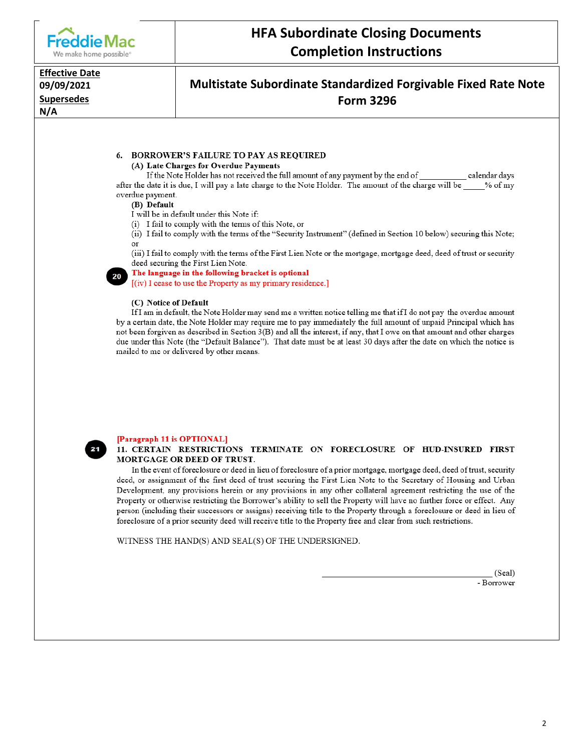**HFA Subordinate Closing Documents Completion Instructions**

**Effective Date**
09/09/2021
**Supersedes**
N/A

**Multistate Subordinate Standardized Forgivable Fixed Rate Note Form 3296**

**6. BORROWER'S FAILURE TO PAY AS REQUIRED**

**(A) Late Charges for Overdue Payments**

If the Note Holder has not received the full amount of any payment by the end of ___________ calendar days after the date it is due, I will pay a late charge to the Note Holder. The amount of the charge will be _____% of my overdue payment.

**(B) Default**

I will be in default under this Note if:

(i) I fail to comply with the terms of this Note, or

(ii) I fail to comply with the terms of the "Security Instrument" (defined in Section 10 below) securing this Note; or

(iii) I fail to comply with the terms of the First Lien Note or the mortgage, mortgage deed, deed of trust or security deed securing the First Lien Note.

20 **The language in the following bracket is optional**

[(iv) I cease to use the Property as my primary residence.]

**(C) Notice of Default**

If I am in default, the Note Holder may send me a written notice telling me that if I do not pay the overdue amount by a certain date, the Note Holder may require me to pay immediately the full amount of unpaid Principal which has not been forgiven as described in Section 3(B) and all the interest, if any, that I owe on that amount and other charges due under this Note (the "Default Balance"). That date must be at least 30 days after the date on which the notice is mailed to me or delivered by other means.

21 **[Paragraph 11 is OPTIONAL]**

**11. CERTAIN RESTRICTIONS TERMINATE ON FORECLOSURE OF HUD-INSURED FIRST MORTGAGE OR DEED OF TRUST.**

In the event of foreclosure or deed in lieu of foreclosure of a prior mortgage, mortgage deed, deed of trust, security deed, or assignment of the first deed of trust securing the First Lien Note to the Secretary of Housing and Urban Development, any provisions herein or any provisions in any other collateral agreement restricting the use of the Property or otherwise restricting the Borrower's ability to sell the Property will have no further force or effect. Any person (including their successors or assigns) receiving title to the Property through a foreclosure or deed in lieu of foreclosure of a prior security deed will receive title to the Property free and clear from such restrictions.

WITNESS THE HAND(S) AND SEAL(S) OF THE UNDERSIGNED.

_______________________________________ (Seal)
- Borrower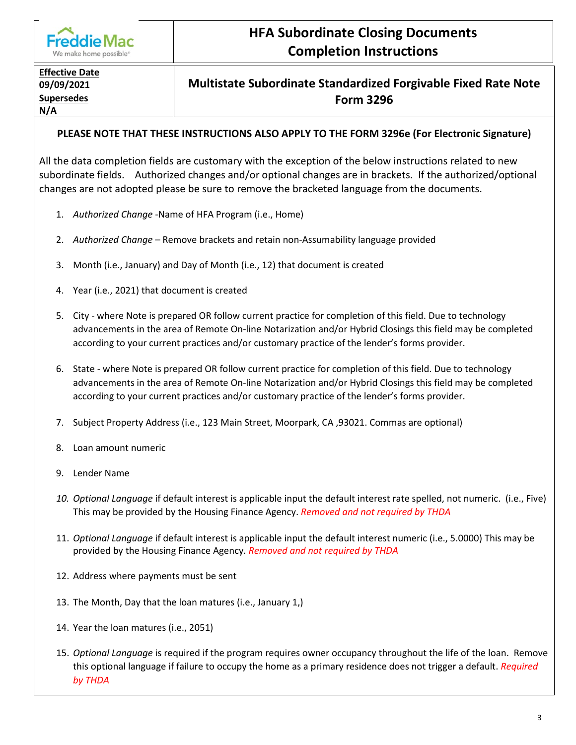Freddie Mac — We make home possible®

# HFA Subordinate Closing Documents Completion Instructions

| **Effective Date** 09/09/2021 **Supersedes** N/A | **Multistate Subordinate Standardized Forgivable Fixed Rate Note Form 3296** |
|---|---|

**PLEASE NOTE THAT THESE INSTRUCTIONS ALSO APPLY TO THE FORM 3296e (For Electronic Signature)**

All the data completion fields are customary with the exception of the below instructions related to new subordinate fields. Authorized changes and/or optional changes are in brackets. If the authorized/optional changes are not adopted please be sure to remove the bracketed language from the documents.

1. *Authorized Change* -Name of HFA Program (i.e., Home)
2. *Authorized Change* – Remove brackets and retain non-Assumability language provided
3. Month (i.e., January) and Day of Month (i.e., 12) that document is created
4. Year (i.e., 2021) that document is created
5. City - where Note is prepared OR follow current practice for completion of this field. Due to technology advancements in the area of Remote On-line Notarization and/or Hybrid Closings this field may be completed according to your current practices and/or customary practice of the lender's forms provider.
6. State - where Note is prepared OR follow current practice for completion of this field. Due to technology advancements in the area of Remote On-line Notarization and/or Hybrid Closings this field may be completed according to your current practices and/or customary practice of the lender's forms provider.
7. Subject Property Address (i.e., 123 Main Street, Moorpark, CA ,93021. Commas are optional)
8. Loan amount numeric
9. Lender Name
10. *Optional Language* if default interest is applicable input the default interest rate spelled, not numeric. (i.e., Five) This may be provided by the Housing Finance Agency. *Removed and not required by THDA*
11. *Optional Language* if default interest is applicable input the default interest numeric (i.e., 5.0000) This may be provided by the Housing Finance Agency. *Removed and not required by THDA*
12. Address where payments must be sent
13. The Month, Day that the loan matures (i.e., January 1,)
14. Year the loan matures (i.e., 2051)
15. *Optional Language* is required if the program requires owner occupancy throughout the life of the loan. Remove this optional language if failure to occupy the home as a primary residence does not trigger a default. *Required by THDA*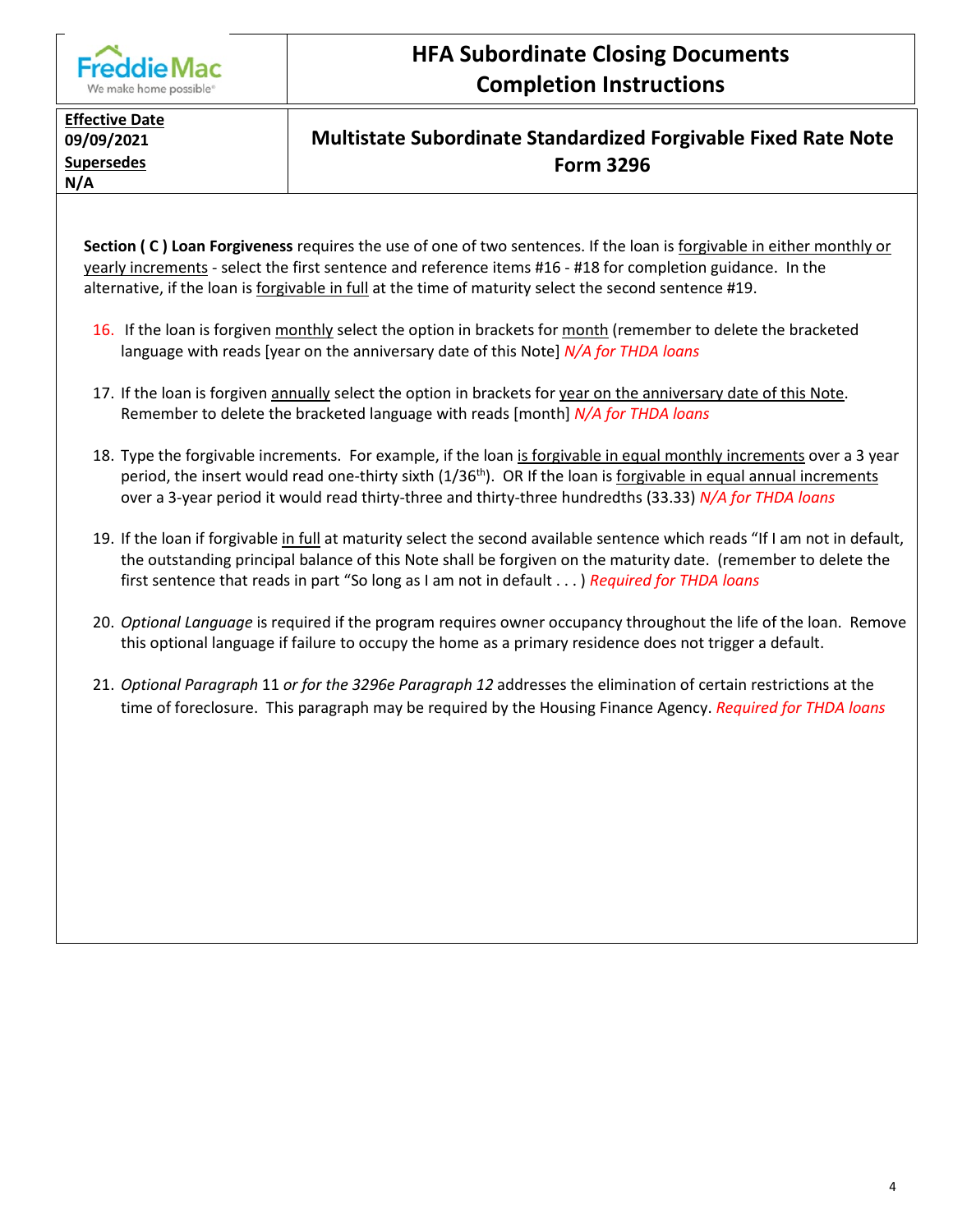| Freddie Mac<br>We make home possible® | HFA Subordinate Closing Documents<br>Completion Instructions |
|---|---|
| **Effective Date**<br>**09/09/2021**<br>**Supersedes**<br>**N/A** | **Multistate Subordinate Standardized Forgivable Fixed Rate Note**<br>**Form 3296** |

**Section ( C ) Loan Forgiveness** requires the use of one of two sentences. If the loan is forgivable in either monthly or yearly increments - select the first sentence and reference items #16 - #18 for completion guidance. In the alternative, if the loan is forgivable in full at the time of maturity select the second sentence #19.

16. If the loan is forgiven monthly select the option in brackets for month (remember to delete the bracketed language with reads [year on the anniversary date of this Note] *N/A for THDA loans*

17. If the loan is forgiven annually select the option in brackets for year on the anniversary date of this Note. Remember to delete the bracketed language with reads [month] *N/A for THDA loans*

18. Type the forgivable increments. For example, if the loan is forgivable in equal monthly increments over a 3 year period, the insert would read one-thirty sixth (1/36th). OR If the loan is forgivable in equal annual increments over a 3-year period it would read thirty-three and thirty-three hundredths (33.33) *N/A for THDA loans*

19. If the loan if forgivable in full at maturity select the second available sentence which reads "If I am not in default, the outstanding principal balance of this Note shall be forgiven on the maturity date. (remember to delete the first sentence that reads in part "So long as I am not in default . . . ) *Required for THDA loans*

20. *Optional Language* is required if the program requires owner occupancy throughout the life of the loan. Remove this optional language if failure to occupy the home as a primary residence does not trigger a default.

21. *Optional Paragraph* 11 *or for the 3296e Paragraph 12* addresses the elimination of certain restrictions at the time of foreclosure. This paragraph may be required by the Housing Finance Agency. *Required for THDA loans*